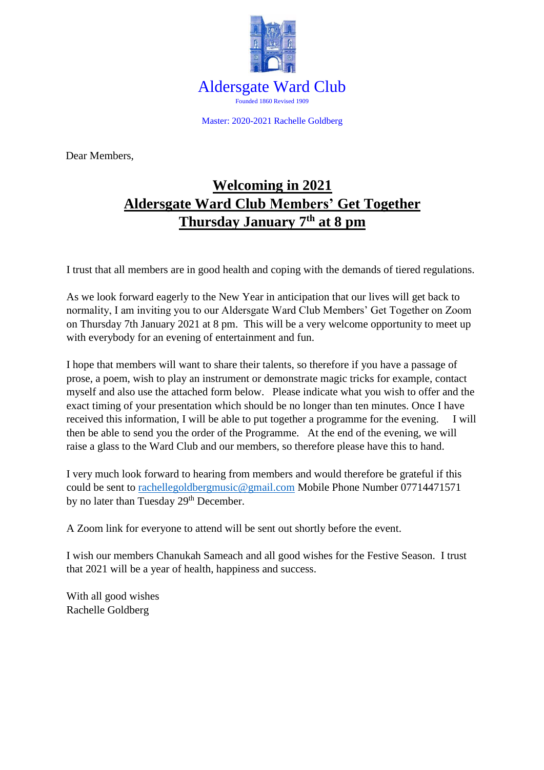# Aldersgate Ward Club

Founded 1860 Revised 1909

Master: 2020-2021 Rachelle Goldberg

Dear Members,

## Welcoming in 2021
## Aldersgate Ward Club Members' Get Together
## Thursday January 7th at 8 pm

I trust that all members are in good health and coping with the demands of tiered regulations.

As we look forward eagerly to the New Year in anticipation that our lives will get back to normality, I am inviting you to our Aldersgate Ward Club Members' Get Together on Zoom on Thursday 7th January 2021 at 8 pm. This will be a very welcome opportunity to meet up with everybody for an evening of entertainment and fun.

I hope that members will want to share their talents, so therefore if you have a passage of prose, a poem, wish to play an instrument or demonstrate magic tricks for example, contact myself and also use the attached form below. Please indicate what you wish to offer and the exact timing of your presentation which should be no longer than ten minutes. Once I have received this information, I will be able to put together a programme for the evening. I will then be able to send you the order of the Programme. At the end of the evening, we will raise a glass to the Ward Club and our members, so therefore please have this to hand.

I very much look forward to hearing from members and would therefore be grateful if this could be sent to rachellegoldbergmusic@gmail.com Mobile Phone Number 07714471571 by no later than Tuesday 29th December.

A Zoom link for everyone to attend will be sent out shortly before the event.

I wish our members Chanukah Sameach and all good wishes for the Festive Season. I trust that 2021 will be a year of health, happiness and success.

With all good wishes
Rachelle Goldberg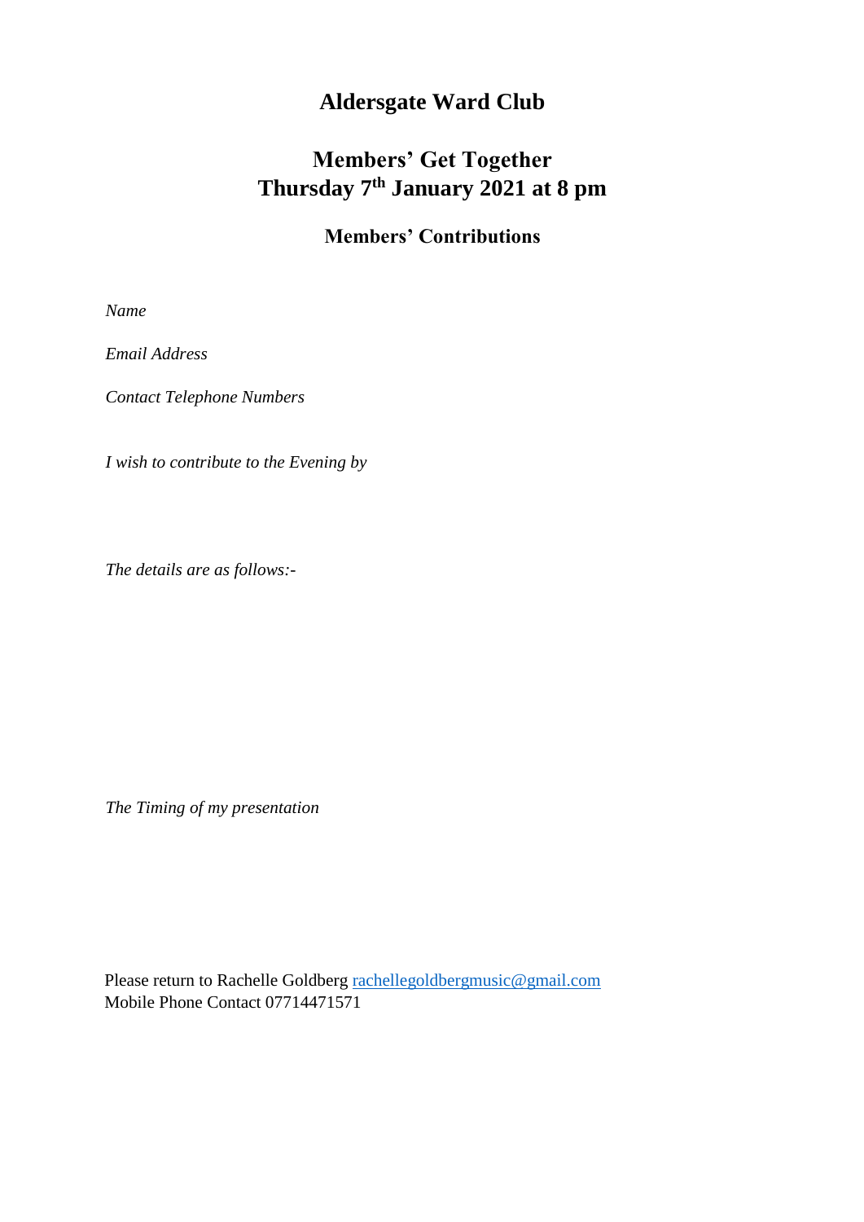# Aldersgate Ward Club

## Members' Get Together
## Thursday 7th January 2021 at 8 pm

### Members' Contributions

*Name*

*Email Address*

*Contact Telephone Numbers*

*I wish to contribute to the Evening by*

*The details are as follows:-*

*The Timing of my presentation*

Please return to Rachelle Goldberg rachellegoldbergmusic@gmail.com
Mobile Phone Contact 07714471571